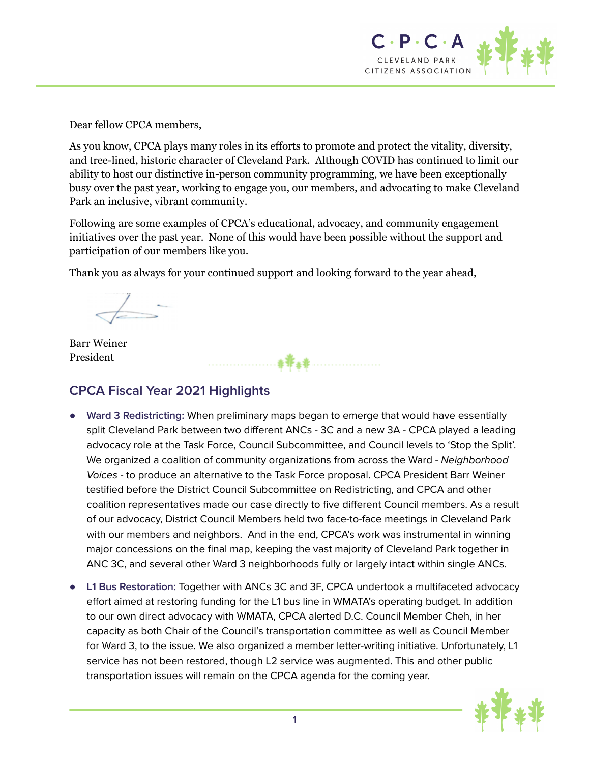Dear fellow CPCA members,

As you know, CPCA plays many roles in its efforts to promote and protect the vitality, diversity, and tree-lined, historic character of Cleveland Park. Although COVID has continued to limit our ability to host our distinctive in-person community programming, we have been exceptionally busy over the past year, working to engage you, our members, and advocating to make Cleveland Park an inclusive, vibrant community.

Following are some examples of CPCA's educational, advocacy, and community engagement initiatives over the past year. None of this would have been possible without the support and participation of our members like you.

Thank you as always for your continued support and looking forward to the year ahead,

Barr Weiner
President

## CPCA Fiscal Year 2021 Highlights

- **Ward 3 Redistricting:** When preliminary maps began to emerge that would have essentially split Cleveland Park between two different ANCs - 3C and a new 3A - CPCA played a leading advocacy role at the Task Force, Council Subcommittee, and Council levels to 'Stop the Split'. We organized a coalition of community organizations from across the Ward - *Neighborhood Voices* - to produce an alternative to the Task Force proposal. CPCA President Barr Weiner testified before the District Council Subcommittee on Redistricting, and CPCA and other coalition representatives made our case directly to five different Council members. As a result of our advocacy, District Council Members held two face-to-face meetings in Cleveland Park with our members and neighbors. And in the end, CPCA's work was instrumental in winning major concessions on the final map, keeping the vast majority of Cleveland Park together in ANC 3C, and several other Ward 3 neighborhoods fully or largely intact within single ANCs.
- **L1 Bus Restoration:** Together with ANCs 3C and 3F, CPCA undertook a multifaceted advocacy effort aimed at restoring funding for the L1 bus line in WMATA's operating budget. In addition to our own direct advocacy with WMATA, CPCA alerted D.C. Council Member Cheh, in her capacity as both Chair of the Council's transportation committee as well as Council Member for Ward 3, to the issue. We also organized a member letter-writing initiative. Unfortunately, L1 service has not been restored, though L2 service was augmented. This and other public transportation issues will remain on the CPCA agenda for the coming year.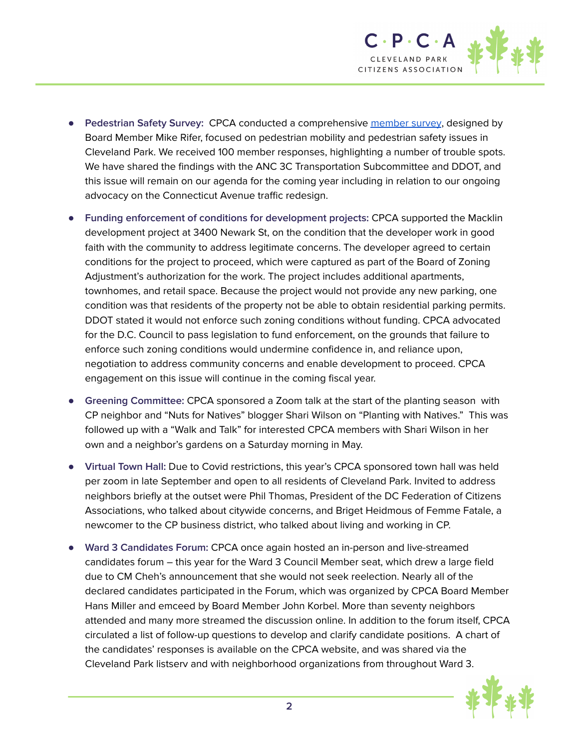- **Pedestrian Safety Survey:** CPCA conducted a comprehensive member survey, designed by Board Member Mike Rifer, focused on pedestrian mobility and pedestrian safety issues in Cleveland Park. We received 100 member responses, highlighting a number of trouble spots. We have shared the findings with the ANC 3C Transportation Subcommittee and DDOT, and this issue will remain on our agenda for the coming year including in relation to our ongoing advocacy on the Connecticut Avenue traffic redesign.

- **Funding enforcement of conditions for development projects:** CPCA supported the Macklin development project at 3400 Newark St, on the condition that the developer work in good faith with the community to address legitimate concerns. The developer agreed to certain conditions for the project to proceed, which were captured as part of the Board of Zoning Adjustment's authorization for the work. The project includes additional apartments, townhomes, and retail space. Because the project would not provide any new parking, one condition was that residents of the property not be able to obtain residential parking permits. DDOT stated it would not enforce such zoning conditions without funding. CPCA advocated for the D.C. Council to pass legislation to fund enforcement, on the grounds that failure to enforce such zoning conditions would undermine confidence in, and reliance upon, negotiation to address community concerns and enable development to proceed. CPCA engagement on this issue will continue in the coming fiscal year.

- **Greening Committee:** CPCA sponsored a Zoom talk at the start of the planting season with CP neighbor and "Nuts for Natives" blogger Shari Wilson on "Planting with Natives." This was followed up with a "Walk and Talk" for interested CPCA members with Shari Wilson in her own and a neighbor's gardens on a Saturday morning in May.

- **Virtual Town Hall:** Due to Covid restrictions, this year's CPCA sponsored town hall was held per zoom in late September and open to all residents of Cleveland Park. Invited to address neighbors briefly at the outset were Phil Thomas, President of the DC Federation of Citizens Associations, who talked about citywide concerns, and Briget Heidmous of Femme Fatale, a newcomer to the CP business district, who talked about living and working in CP.

- **Ward 3 Candidates Forum:** CPCA once again hosted an in-person and live-streamed candidates forum – this year for the Ward 3 Council Member seat, which drew a large field due to CM Cheh's announcement that she would not seek reelection. Nearly all of the declared candidates participated in the Forum, which was organized by CPCA Board Member Hans Miller and emceed by Board Member John Korbel. More than seventy neighbors attended and many more streamed the discussion online. In addition to the forum itself, CPCA circulated a list of follow-up questions to develop and clarify candidate positions. A chart of the candidates' responses is available on the CPCA website, and was shared via the Cleveland Park listserv and with neighborhood organizations from throughout Ward 3.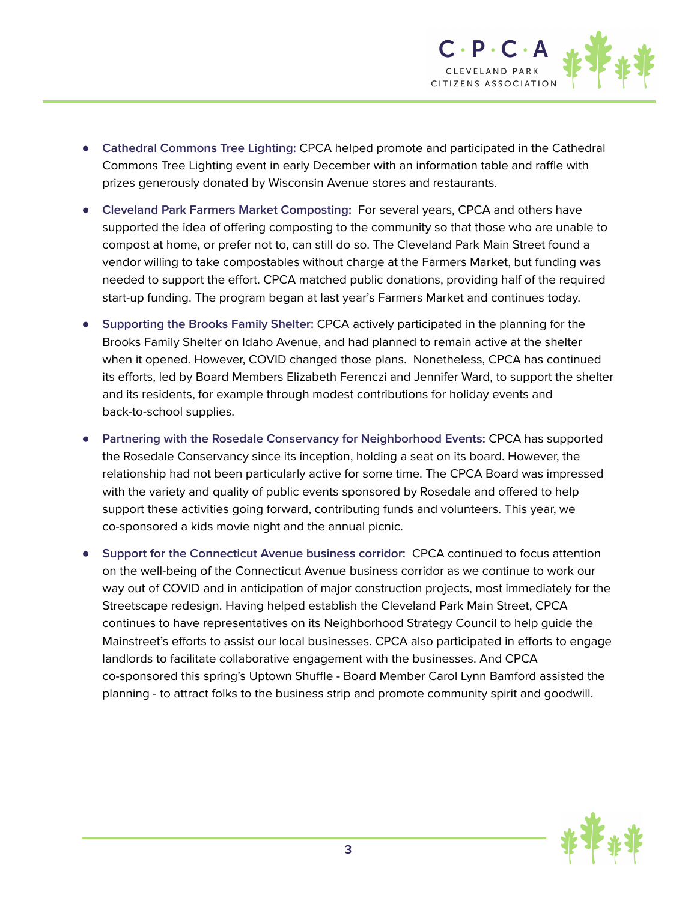- **Cathedral Commons Tree Lighting:** CPCA helped promote and participated in the Cathedral Commons Tree Lighting event in early December with an information table and raffle with prizes generously donated by Wisconsin Avenue stores and restaurants.
- **Cleveland Park Farmers Market Composting:** For several years, CPCA and others have supported the idea of offering composting to the community so that those who are unable to compost at home, or prefer not to, can still do so. The Cleveland Park Main Street found a vendor willing to take compostables without charge at the Farmers Market, but funding was needed to support the effort. CPCA matched public donations, providing half of the required start-up funding. The program began at last year's Farmers Market and continues today.
- **Supporting the Brooks Family Shelter:** CPCA actively participated in the planning for the Brooks Family Shelter on Idaho Avenue, and had planned to remain active at the shelter when it opened. However, COVID changed those plans. Nonetheless, CPCA has continued its efforts, led by Board Members Elizabeth Ferenczi and Jennifer Ward, to support the shelter and its residents, for example through modest contributions for holiday events and back-to-school supplies.
- **Partnering with the Rosedale Conservancy for Neighborhood Events:** CPCA has supported the Rosedale Conservancy since its inception, holding a seat on its board. However, the relationship had not been particularly active for some time. The CPCA Board was impressed with the variety and quality of public events sponsored by Rosedale and offered to help support these activities going forward, contributing funds and volunteers. This year, we co-sponsored a kids movie night and the annual picnic.
- **Support for the Connecticut Avenue business corridor:** CPCA continued to focus attention on the well-being of the Connecticut Avenue business corridor as we continue to work our way out of COVID and in anticipation of major construction projects, most immediately for the Streetscape redesign. Having helped establish the Cleveland Park Main Street, CPCA continues to have representatives on its Neighborhood Strategy Council to help guide the Mainstreet's efforts to assist our local businesses. CPCA also participated in efforts to engage landlords to facilitate collaborative engagement with the businesses. And CPCA co-sponsored this spring's Uptown Shuffle - Board Member Carol Lynn Bamford assisted the planning - to attract folks to the business strip and promote community spirit and goodwill.